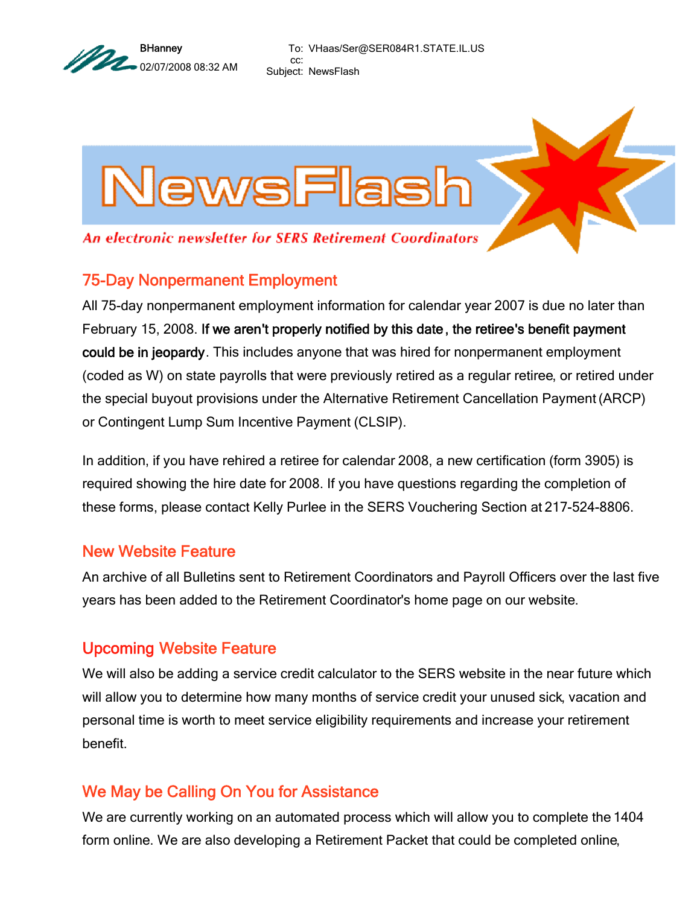BHanney
02/07/2008 08:32 AM

To: VHaas/Ser@SER084R1.STATE.IL.US
cc:
Subject: NewsFlash

# NewsFlash

*An electronic newsletter for SERS Retirement Coordinators*

## 75-Day Nonpermanent Employment

All 75-day nonpermanent employment information for calendar year 2007 is due no later than February 15, 2008. **If we aren't properly notified by this date, the retiree's benefit payment could be in jeopardy**. This includes anyone that was hired for nonpermanent employment (coded as W) on state payrolls that were previously retired as a regular retiree, or retired under the special buyout provisions under the Alternative Retirement Cancellation Payment (ARCP) or Contingent Lump Sum Incentive Payment (CLSIP).

In addition, if you have rehired a retiree for calendar 2008, a new certification (form 3905) is required showing the hire date for 2008. If you have questions regarding the completion of these forms, please contact Kelly Purlee in the SERS Vouchering Section at 217-524-8806.

## New Website Feature

An archive of all Bulletins sent to Retirement Coordinators and Payroll Officers over the last five years has been added to the Retirement Coordinator's home page on our website.

## Upcoming Website Feature

We will also be adding a service credit calculator to the SERS website in the near future which will allow you to determine how many months of service credit your unused sick, vacation and personal time is worth to meet service eligibility requirements and increase your retirement benefit.

## We May be Calling On You for Assistance

We are currently working on an automated process which will allow you to complete the 1404 form online. We are also developing a Retirement Packet that could be completed online,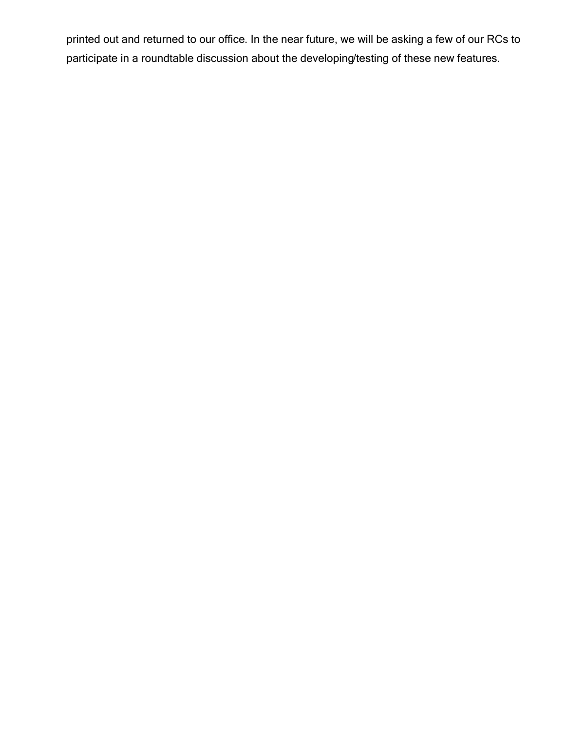printed out and returned to our office. In the near future, we will be asking a few of our RCs to participate in a roundtable discussion about the developing/testing of these new features.